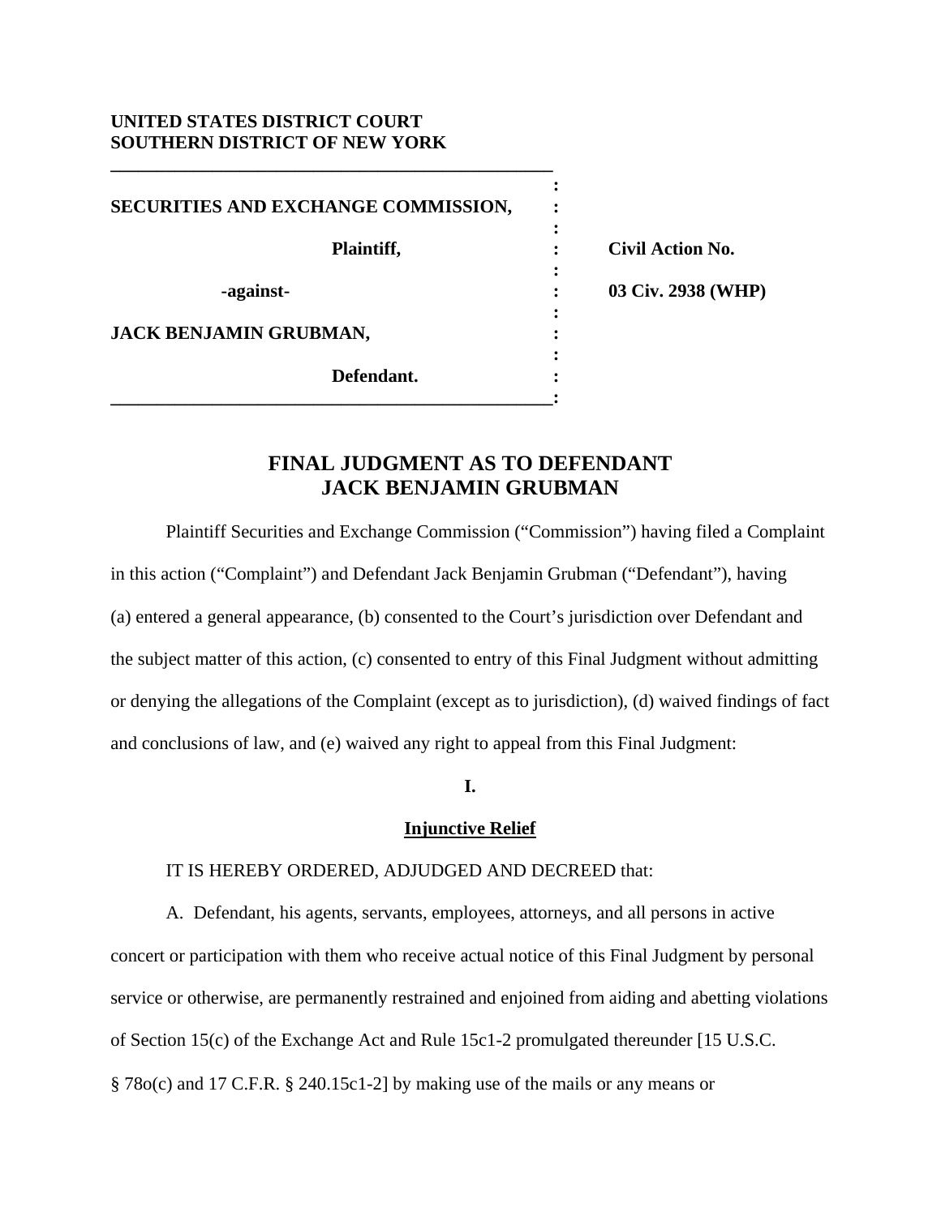**UNITED STATES DISTRICT COURT**
**SOUTHERN DISTRICT OF NEW YORK**

| | | |
|---|---|---|
| **SECURITIES AND EXCHANGE COMMISSION,** | : | |
| **Plaintiff,** | : | **Civil Action No.** |
| **-against-** | : | **03 Civ. 2938 (WHP)** |
| **JACK BENJAMIN GRUBMAN,** | : | |
| **Defendant.** | : | |

# FINAL JUDGMENT AS TO DEFENDANT JACK BENJAMIN GRUBMAN

Plaintiff Securities and Exchange Commission ("Commission") having filed a Complaint in this action ("Complaint") and Defendant Jack Benjamin Grubman ("Defendant"), having (a) entered a general appearance, (b) consented to the Court's jurisdiction over Defendant and the subject matter of this action, (c) consented to entry of this Final Judgment without admitting or denying the allegations of the Complaint (except as to jurisdiction), (d) waived findings of fact and conclusions of law, and (e) waived any right to appeal from this Final Judgment:

**I.**

**Injunctive Relief**

IT IS HEREBY ORDERED, ADJUDGED AND DECREED that:

A. Defendant, his agents, servants, employees, attorneys, and all persons in active concert or participation with them who receive actual notice of this Final Judgment by personal service or otherwise, are permanently restrained and enjoined from aiding and abetting violations of Section 15(c) of the Exchange Act and Rule 15c1-2 promulgated thereunder [15 U.S.C. § 78o(c) and 17 C.F.R. § 240.15c1-2] by making use of the mails or any means or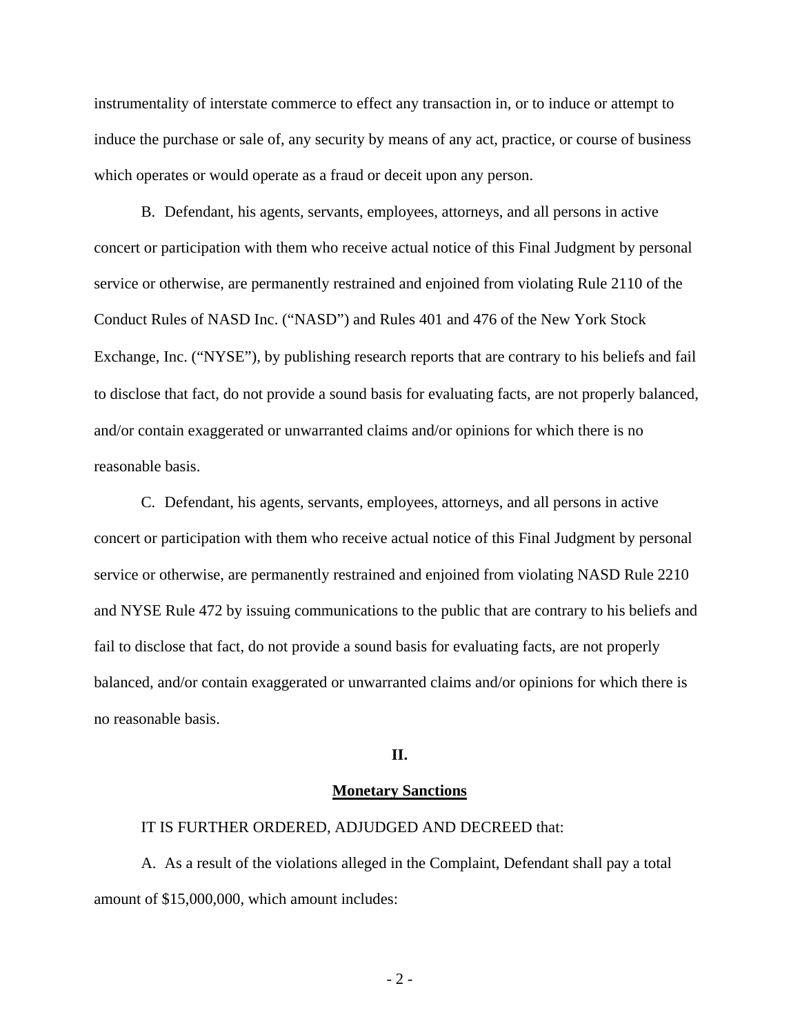instrumentality of interstate commerce to effect any transaction in, or to induce or attempt to induce the purchase or sale of, any security by means of any act, practice, or course of business which operates or would operate as a fraud or deceit upon any person.

B. Defendant, his agents, servants, employees, attorneys, and all persons in active concert or participation with them who receive actual notice of this Final Judgment by personal service or otherwise, are permanently restrained and enjoined from violating Rule 2110 of the Conduct Rules of NASD Inc. ("NASD") and Rules 401 and 476 of the New York Stock Exchange, Inc. ("NYSE"), by publishing research reports that are contrary to his beliefs and fail to disclose that fact, do not provide a sound basis for evaluating facts, are not properly balanced, and/or contain exaggerated or unwarranted claims and/or opinions for which there is no reasonable basis.

C. Defendant, his agents, servants, employees, attorneys, and all persons in active concert or participation with them who receive actual notice of this Final Judgment by personal service or otherwise, are permanently restrained and enjoined from violating NASD Rule 2210 and NYSE Rule 472 by issuing communications to the public that are contrary to his beliefs and fail to disclose that fact, do not provide a sound basis for evaluating facts, are not properly balanced, and/or contain exaggerated or unwarranted claims and/or opinions for which there is no reasonable basis.

## II.

## Monetary Sanctions

IT IS FURTHER ORDERED, ADJUDGED AND DECREED that:

A. As a result of the violations alleged in the Complaint, Defendant shall pay a total amount of $15,000,000, which amount includes: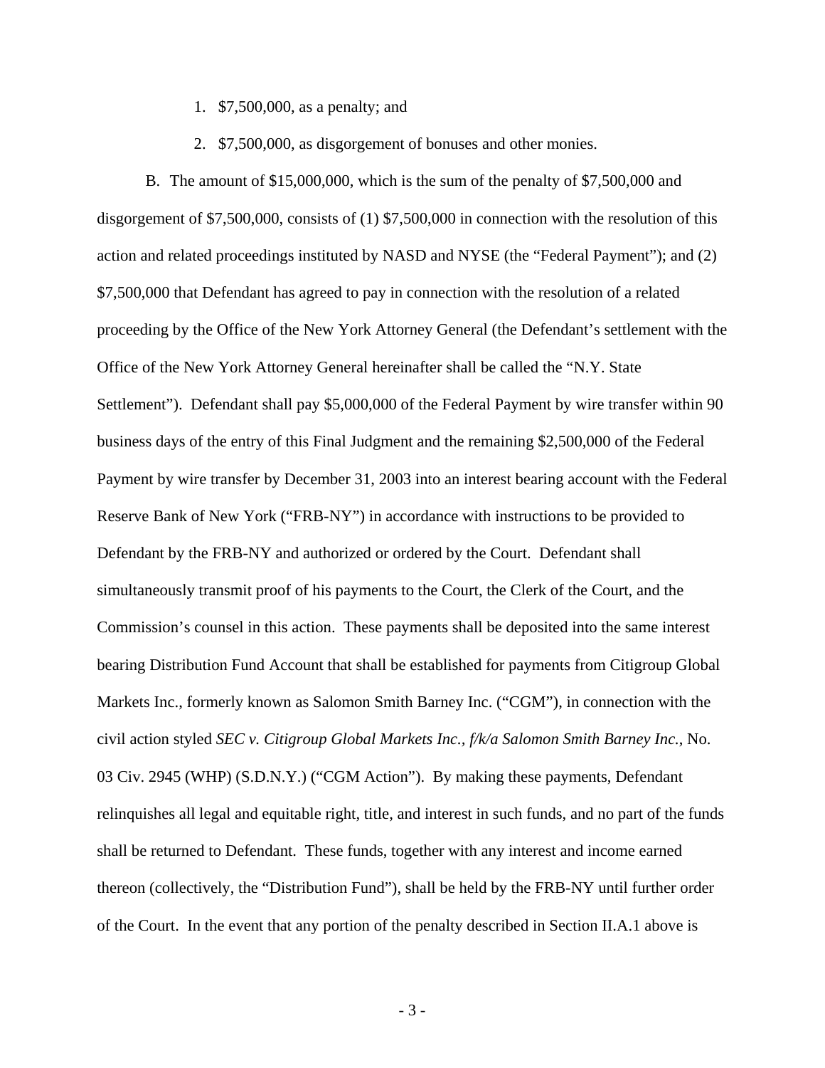1. $7,500,000, as a penalty; and
2. $7,500,000, as disgorgement of bonuses and other monies.

B. The amount of $15,000,000, which is the sum of the penalty of $7,500,000 and disgorgement of $7,500,000, consists of (1) $7,500,000 in connection with the resolution of this action and related proceedings instituted by NASD and NYSE (the "Federal Payment"); and (2) $7,500,000 that Defendant has agreed to pay in connection with the resolution of a related proceeding by the Office of the New York Attorney General (the Defendant's settlement with the Office of the New York Attorney General hereinafter shall be called the "N.Y. State Settlement"). Defendant shall pay $5,000,000 of the Federal Payment by wire transfer within 90 business days of the entry of this Final Judgment and the remaining $2,500,000 of the Federal Payment by wire transfer by December 31, 2003 into an interest bearing account with the Federal Reserve Bank of New York ("FRB-NY") in accordance with instructions to be provided to Defendant by the FRB-NY and authorized or ordered by the Court. Defendant shall simultaneously transmit proof of his payments to the Court, the Clerk of the Court, and the Commission's counsel in this action. These payments shall be deposited into the same interest bearing Distribution Fund Account that shall be established for payments from Citigroup Global Markets Inc., formerly known as Salomon Smith Barney Inc. ("CGM"), in connection with the civil action styled *SEC v. Citigroup Global Markets Inc., f/k/a Salomon Smith Barney Inc.*, No. 03 Civ. 2945 (WHP) (S.D.N.Y.) ("CGM Action"). By making these payments, Defendant relinquishes all legal and equitable right, title, and interest in such funds, and no part of the funds shall be returned to Defendant. These funds, together with any interest and income earned thereon (collectively, the "Distribution Fund"), shall be held by the FRB-NY until further order of the Court. In the event that any portion of the penalty described in Section II.A.1 above is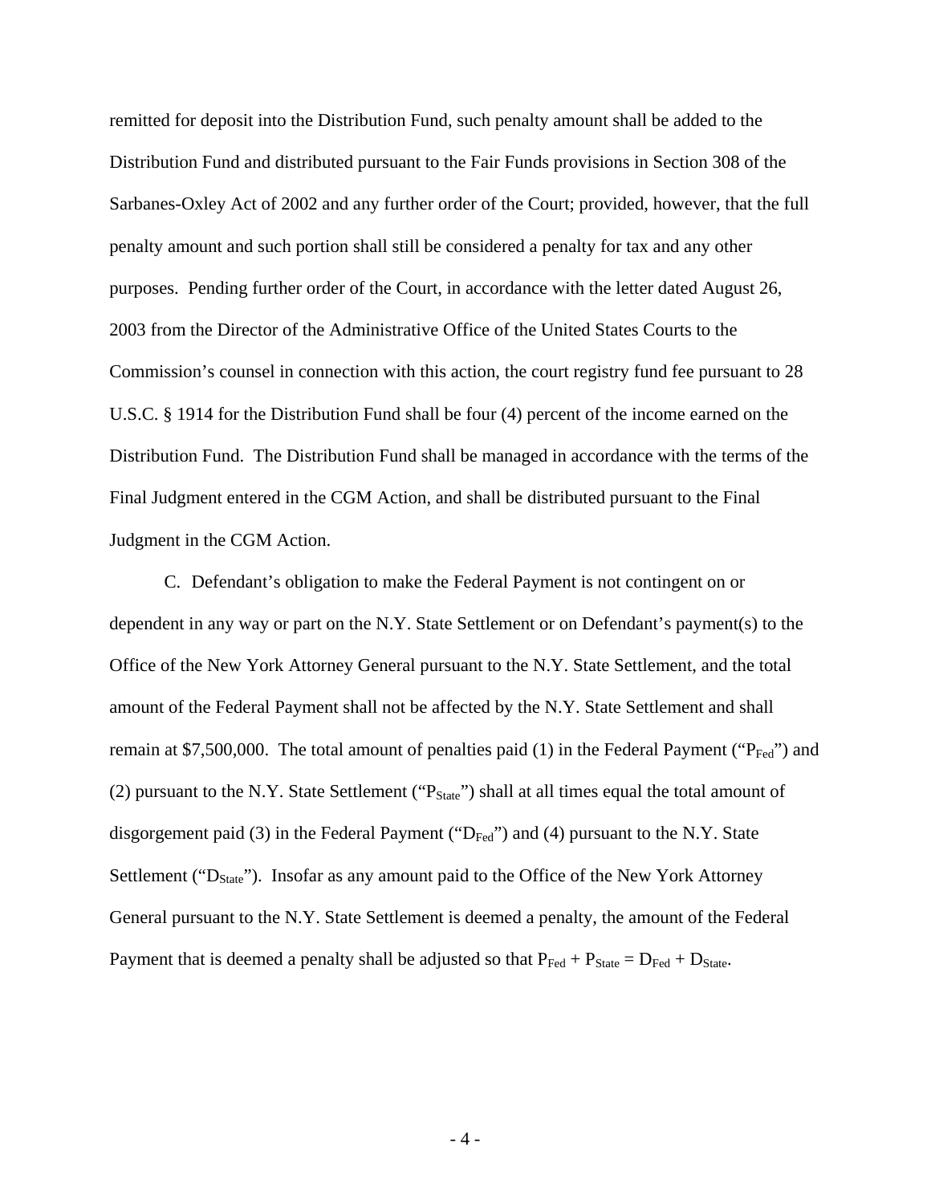remitted for deposit into the Distribution Fund, such penalty amount shall be added to the Distribution Fund and distributed pursuant to the Fair Funds provisions in Section 308 of the Sarbanes-Oxley Act of 2002 and any further order of the Court; provided, however, that the full penalty amount and such portion shall still be considered a penalty for tax and any other purposes. Pending further order of the Court, in accordance with the letter dated August 26, 2003 from the Director of the Administrative Office of the United States Courts to the Commission's counsel in connection with this action, the court registry fund fee pursuant to 28 U.S.C. § 1914 for the Distribution Fund shall be four (4) percent of the income earned on the Distribution Fund. The Distribution Fund shall be managed in accordance with the terms of the Final Judgment entered in the CGM Action, and shall be distributed pursuant to the Final Judgment in the CGM Action.

C. Defendant's obligation to make the Federal Payment is not contingent on or dependent in any way or part on the N.Y. State Settlement or on Defendant's payment(s) to the Office of the New York Attorney General pursuant to the N.Y. State Settlement, and the total amount of the Federal Payment shall not be affected by the N.Y. State Settlement and shall remain at $7,500,000. The total amount of penalties paid (1) in the Federal Payment ("$P_{Fed}$") and (2) pursuant to the N.Y. State Settlement ("$P_{State}$") shall at all times equal the total amount of disgorgement paid (3) in the Federal Payment ("$D_{Fed}$") and (4) pursuant to the N.Y. State Settlement ("$D_{State}$"). Insofar as any amount paid to the Office of the New York Attorney General pursuant to the N.Y. State Settlement is deemed a penalty, the amount of the Federal Payment that is deemed a penalty shall be adjusted so that $P_{Fed} + P_{State} = D_{Fed} + D_{State}$.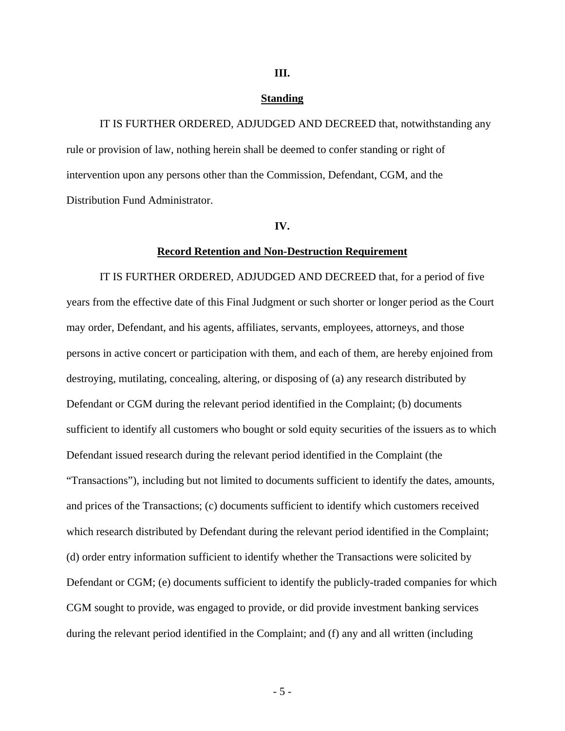## III.

## Standing

IT IS FURTHER ORDERED, ADJUDGED AND DECREED that, notwithstanding any rule or provision of law, nothing herein shall be deemed to confer standing or right of intervention upon any persons other than the Commission, Defendant, CGM, and the Distribution Fund Administrator.

## IV.

## Record Retention and Non-Destruction Requirement

IT IS FURTHER ORDERED, ADJUDGED AND DECREED that, for a period of five years from the effective date of this Final Judgment or such shorter or longer period as the Court may order, Defendant, and his agents, affiliates, servants, employees, attorneys, and those persons in active concert or participation with them, and each of them, are hereby enjoined from destroying, mutilating, concealing, altering, or disposing of (a) any research distributed by Defendant or CGM during the relevant period identified in the Complaint; (b) documents sufficient to identify all customers who bought or sold equity securities of the issuers as to which Defendant issued research during the relevant period identified in the Complaint (the "Transactions"), including but not limited to documents sufficient to identify the dates, amounts, and prices of the Transactions; (c) documents sufficient to identify which customers received which research distributed by Defendant during the relevant period identified in the Complaint; (d) order entry information sufficient to identify whether the Transactions were solicited by Defendant or CGM; (e) documents sufficient to identify the publicly-traded companies for which CGM sought to provide, was engaged to provide, or did provide investment banking services during the relevant period identified in the Complaint; and (f) any and all written (including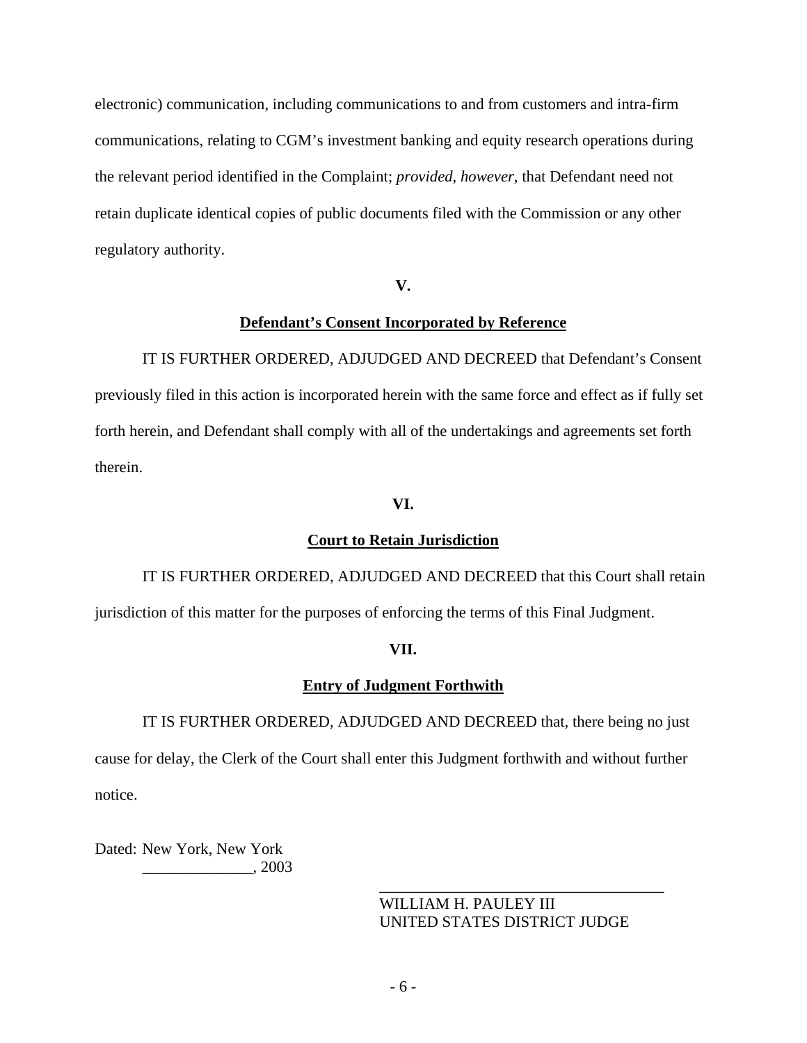electronic) communication, including communications to and from customers and intra-firm communications, relating to CGM's investment banking and equity research operations during the relevant period identified in the Complaint; *provided*, *however*, that Defendant need not retain duplicate identical copies of public documents filed with the Commission or any other regulatory authority.

**V.**

**Defendant's Consent Incorporated by Reference**

IT IS FURTHER ORDERED, ADJUDGED AND DECREED that Defendant's Consent previously filed in this action is incorporated herein with the same force and effect as if fully set forth herein, and Defendant shall comply with all of the undertakings and agreements set forth therein.

**VI.**

**Court to Retain Jurisdiction**

IT IS FURTHER ORDERED, ADJUDGED AND DECREED that this Court shall retain jurisdiction of this matter for the purposes of enforcing the terms of this Final Judgment.

**VII.**

**Entry of Judgment Forthwith**

IT IS FURTHER ORDERED, ADJUDGED AND DECREED that, there being no just cause for delay, the Clerk of the Court shall enter this Judgment forthwith and without further notice.

Dated: New York, New York
______________, 2003

_____________________________________
WILLIAM H. PAULEY III
UNITED STATES DISTRICT JUDGE